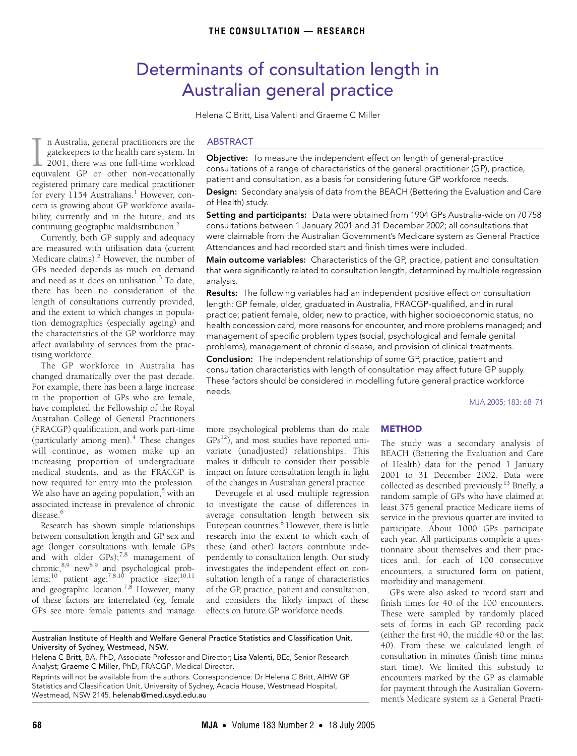# Determinants of consultation length in Australian general practice

Helena C Britt, Lisa Valenti and Graeme C Miller

## ABSTRACT

**Objective:** To measure the independent effect on length of general-practice consultations of a range of characteristics of the general practitioner (GP), practice, patient and consultation, as a basis for considering future GP workforce needs.

**Design:** Secondary analysis of data from the BEACH (Bettering the Evaluation and Care of Health) study.

**Setting and participants:** Data were obtained from 1904 GPs Australia-wide on 70 758 consultations between 1 January 2001 and 31 December 2002; all consultations that were claimable from the Australian Government's Medicare system as General Practice Attendances and had recorded start and finish times were included.

**Main outcome variables:** Characteristics of the GP, practice, patient and consultation that were significantly related to consultation length, determined by multiple regression analysis.

**Results:** The following variables had an independent positive effect on consultation length: GP female, older, graduated in Australia, FRACGP-qualified, and in rural practice; patient female, older, new to practice, with higher socioeconomic status, no health concession card, more reasons for encounter, and more problems managed; and management of specific problem types (social, psychological and female genital problems), management of chronic disease, and provision of clinical treatments.

**Conclusion:** The independent relationship of some GP, practice, patient and consultation characteristics with length of consultation may affect future GP supply. These factors should be considered in modelling future general practice workforce needs.

MJA 2005; 183: 68–71

In Australia, general practitioners are the gatekeepers to the health care system. In 2001, there was one full-time workload equivalent GP or other non-vocationally registered primary care medical practitioner for every 1154 Australians.[1] However, concern is growing about GP workforce availability, currently and in the future, and its continuing geographic maldistribution.[2]

Currently, both GP supply and adequacy are measured with utilisation data (current Medicare claims).[2] However, the number of GPs needed depends as much on demand and need as it does on utilisation.[3] To date, there has been no consideration of the length of consultations currently provided, and the extent to which changes in population demographics (especially ageing) and the characteristics of the GP workforce may affect availability of services from the practising workforce.

The GP workforce in Australia has changed dramatically over the past decade. For example, there has been a large increase in the proportion of GPs who are female, have completed the Fellowship of the Royal Australian College of General Practitioners (FRACGP) qualification, and work part-time (particularly among men).[4] These changes will continue, as women make up an increasing proportion of undergraduate medical students, and as the FRACGP is now required for entry into the profession. We also have an ageing population,[5] with an associated increase in prevalence of chronic disease.[6]

Research has shown simple relationships between consultation length and GP sex and age (longer consultations with female GPs and with older GPs);[7,8] management of chronic,[8,9] new[8,9] and psychological problems;[10] patient age;[7,8,10] practice size;[10,11] and geographic location.[7,8] However, many of these factors are interrelated (eg, female GPs see more female patients and manage more psychological problems than do male GPs[12]), and most studies have reported univariate (unadjusted) relationships. This makes it difficult to consider their possible impact on future consultation length in light of the changes in Australian general practice.

Deveugele et al used multiple regression to investigate the cause of differences in average consultation length between six European countries.[8] However, there is little research into the extent to which each of these (and other) factors contribute independently to consultation length. Our study investigates the independent effect on consultation length of a range of characteristics of the GP, practice, patient and consultation, and considers the likely impact of these effects on future GP workforce needs.

## METHOD

The study was a secondary analysis of BEACH (Bettering the Evaluation and Care of Health) data for the period 1 January 2001 to 31 December 2002. Data were collected as described previously.[13] Briefly, a random sample of GPs who have claimed at least 375 general practice Medicare items of service in the previous quarter are invited to participate. About 1000 GPs participate each year. All participants complete a questionnaire about themselves and their practices and, for each of 100 consecutive encounters, a structured form on patient, morbidity and management.

GPs were also asked to record start and finish times for 40 of the 100 encounters. These were sampled by randomly placed sets of forms in each GP recording pack (either the first 40, the middle 40 or the last 40). From these we calculated length of consultation in minutes (finish time minus start time). We limited this substudy to encounters marked by the GP as claimable for payment through the Australian Government's Medicare system as a General Practi-

Australian Institute of Health and Welfare General Practice Statistics and Classification Unit, University of Sydney, Westmead, NSW.

Helena C Britt, BA, PhD, Associate Professor and Director; Lisa Valenti, BEc, Senior Research Analyst; Graeme C Miller, PhD, FRACGP, Medical Director.

Reprints will not be available from the authors. Correspondence: Dr Helena C Britt, AIHW GP Statistics and Classification Unit, University of Sydney, Acacia House, Westmead Hospital, Westmead, NSW 2145. helenab@med.usyd.edu.au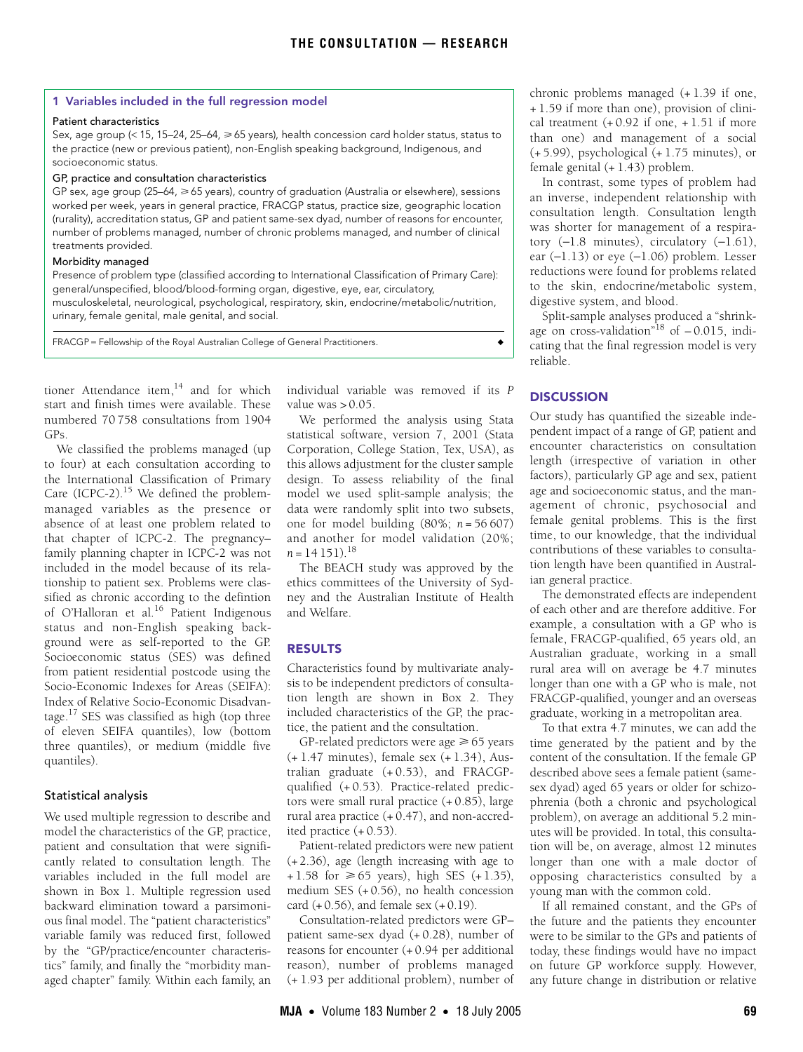### 1 Variables included in the full regression model

**Patient characteristics**

Sex, age group (< 15, 15–24, 25–64, ≥ 65 years), health concession card holder status, status to the practice (new or previous patient), non-English speaking background, Indigenous, and socioeconomic status.

**GP, practice and consultation characteristics**

GP sex, age group (25–64, ≥ 65 years), country of graduation (Australia or elsewhere), sessions worked per week, years in general practice, FRACGP status, practice size, geographic location (rurality), accreditation status, GP and patient same-sex dyad, number of reasons for encounter, number of problems managed, number of chronic problems managed, and number of clinical treatments provided.

**Morbidity managed**

Presence of problem type (classified according to International Classification of Primary Care): general/unspecified, blood/blood-forming organ, digestive, eye, ear, circulatory, musculoskeletal, neurological, psychological, respiratory, skin, endocrine/metabolic/nutrition, urinary, female genital, male genital, and social.

FRACGP = Fellowship of the Royal Australian College of General Practitioners. ◆

tioner Attendance item,[14] and for which start and finish times were available. These numbered 70 758 consultations from 1904 GPs.

We classified the problems managed (up to four) at each consultation according to the International Classification of Primary Care (ICPC-2).[15] We defined the problem-managed variables as the presence or absence of at least one problem related to that chapter of ICPC-2. The pregnancy–family planning chapter in ICPC-2 was not included in the model because of its relationship to patient sex. Problems were classified as chronic according to the defintion of O'Halloran et al.[16] Patient Indigenous status and non-English speaking background were as self-reported to the GP. Socioeconomic status (SES) was defined from patient residential postcode using the Socio-Economic Indexes for Areas (SEIFA): Index of Relative Socio-Economic Disadvantage.[17] SES was classified as high (top three of eleven SEIFA quantiles), low (bottom three quantiles), or medium (middle five quantiles).

### Statistical analysis

We used multiple regression to describe and model the characteristics of the GP, practice, patient and consultation that were significantly related to consultation length. The variables included in the full model are shown in Box 1. Multiple regression used backward elimination toward a parsimonious final model. The "patient characteristics" variable family was reduced first, followed by the "GP/practice/encounter characteristics" family, and finally the "morbidity managed chapter" family. Within each family, an individual variable was removed if its *P* value was > 0.05.

We performed the analysis using Stata statistical software, version 7, 2001 (Stata Corporation, College Station, Tex, USA), as this allows adjustment for the cluster sample design. To assess reliability of the final model we used split-sample analysis; the data were randomly split into two subsets, one for model building (80%; *n* = 56 607) and another for model validation (20%; *n* = 14 151).[18]

The BEACH study was approved by the ethics committees of the University of Sydney and the Australian Institute of Health and Welfare.

## RESULTS

Characteristics found by multivariate analysis to be independent predictors of consultation length are shown in Box 2. They included characteristics of the GP, the practice, the patient and the consultation.

GP-related predictors were age ≥ 65 years (+ 1.47 minutes), female sex (+ 1.34), Australian graduate (+ 0.53), and FRACGP-qualified (+ 0.53). Practice-related predictors were small rural practice (+ 0.85), large rural area practice (+ 0.47), and non-accredited practice (+ 0.53).

Patient-related predictors were new patient (+ 2.36), age (length increasing with age to + 1.58 for ≥ 65 years), high SES (+ 1.35), medium SES (+ 0.56), no health concession card (+ 0.56), and female sex (+ 0.19).

Consultation-related predictors were GP–patient same-sex dyad (+ 0.28), number of reasons for encounter (+ 0.94 per additional reason), number of problems managed (+ 1.93 per additional problem), number of chronic problems managed (+ 1.39 if one, + 1.59 if more than one), provision of clinical treatment (+ 0.92 if one, + 1.51 if more than one) and management of a social (+ 5.99), psychological (+ 1.75 minutes), or female genital (+ 1.43) problem.

In contrast, some types of problem had an inverse, independent relationship with consultation length. Consultation length was shorter for management of a respiratory (−1.8 minutes), circulatory (−1.61), ear (−1.13) or eye (−1.06) problem. Lesser reductions were found for problems related to the skin, endocrine/metabolic system, digestive system, and blood.

Split-sample analyses produced a "shrinkage on cross-validation"[18] of − 0.015, indicating that the final regression model is very reliable.

## DISCUSSION

Our study has quantified the sizeable independent impact of a range of GP, patient and encounter characteristics on consultation length (irrespective of variation in other factors), particularly GP age and sex, patient age and socioeconomic status, and the management of chronic, psychosocial and female genital problems. This is the first time, to our knowledge, that the individual contributions of these variables to consultation length have been quantified in Australian general practice.

The demonstrated effects are independent of each other and are therefore additive. For example, a consultation with a GP who is female, FRACGP-qualified, 65 years old, an Australian graduate, working in a small rural area will on average be 4.7 minutes longer than one with a GP who is male, not FRACGP-qualified, younger and an overseas graduate, working in a metropolitan area.

To that extra 4.7 minutes, we can add the time generated by the patient and by the content of the consultation. If the female GP described above sees a female patient (same-sex dyad) aged 65 years or older for schizophrenia (both a chronic and psychological problem), on average an additional 5.2 minutes will be provided. In total, this consultation will be, on average, almost 12 minutes longer than one with a male doctor of opposing characteristics consulted by a young man with the common cold.

If all remained constant, and the GPs of the future and the patients they encounter were to be similar to the GPs and patients of today, these findings would have no impact on future GP workforce supply. However, any future change in distribution or relative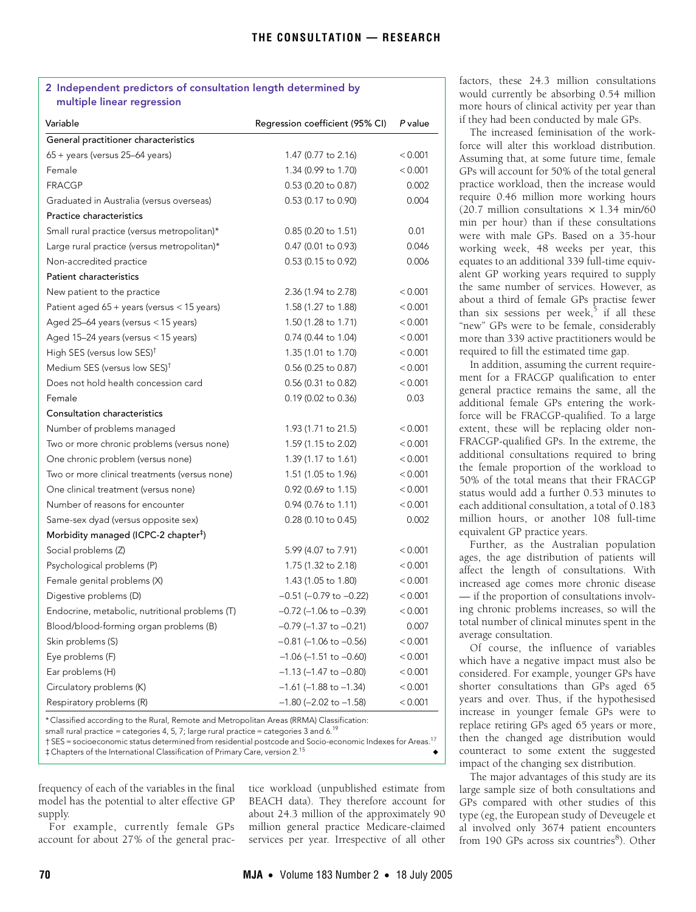**2 Independent predictors of consultation length determined by multiple linear regression**

| Variable | Regression coefficient (95% CI) | P value |
|---|---|---|
| **General practitioner characteristics** | | |
| 65 + years (versus 25–64 years) | 1.47 (0.77 to 2.16) | < 0.001 |
| Female | 1.34 (0.99 to 1.70) | < 0.001 |
| FRACGP | 0.53 (0.20 to 0.87) | 0.002 |
| Graduated in Australia (versus overseas) | 0.53 (0.17 to 0.90) | 0.004 |
| **Practice characteristics** | | |
| Small rural practice (versus metropolitan)* | 0.85 (0.20 to 1.51) | 0.01 |
| Large rural practice (versus metropolitan)* | 0.47 (0.01 to 0.93) | 0.046 |
| Non-accredited practice | 0.53 (0.15 to 0.92) | 0.006 |
| **Patient characteristics** | | |
| New patient to the practice | 2.36 (1.94 to 2.78) | < 0.001 |
| Patient aged 65 + years (versus < 15 years) | 1.58 (1.27 to 1.88) | < 0.001 |
| Aged 25–64 years (versus < 15 years) | 1.50 (1.28 to 1.71) | < 0.001 |
| Aged 15–24 years (versus < 15 years) | 0.74 (0.44 to 1.04) | < 0.001 |
| High SES (versus low SES)† | 1.35 (1.01 to 1.70) | < 0.001 |
| Medium SES (versus low SES)† | 0.56 (0.25 to 0.87) | < 0.001 |
| Does not hold health concession card | 0.56 (0.31 to 0.82) | < 0.001 |
| Female | 0.19 (0.02 to 0.36) | 0.03 |
| **Consultation characteristics** | | |
| Number of problems managed | 1.93 (1.71 to 21.5) | < 0.001 |
| Two or more chronic problems (versus none) | 1.59 (1.15 to 2.02) | < 0.001 |
| One chronic problem (versus none) | 1.39 (1.17 to 1.61) | < 0.001 |
| Two or more clinical treatments (versus none) | 1.51 (1.05 to 1.96) | < 0.001 |
| One clinical treatment (versus none) | 0.92 (0.69 to 1.15) | < 0.001 |
| Number of reasons for encounter | 0.94 (0.76 to 1.11) | < 0.001 |
| Same-sex dyad (versus opposite sex) | 0.28 (0.10 to 0.45) | 0.002 |
| **Morbidity managed (ICPC-2 chapter‡)** | | |
| Social problems (Z) | 5.99 (4.07 to 7.91) | < 0.001 |
| Psychological problems (P) | 1.75 (1.32 to 2.18) | < 0.001 |
| Female genital problems (X) | 1.43 (1.05 to 1.80) | < 0.001 |
| Digestive problems (D) | −0.51 (−0.79 to −0.22) | < 0.001 |
| Endocrine, metabolic, nutritional problems (T) | −0.72 (−1.06 to −0.39) | < 0.001 |
| Blood/blood-forming organ problems (B) | −0.79 (−1.37 to −0.21) | 0.007 |
| Skin problems (S) | −0.81 (−1.06 to −0.56) | < 0.001 |
| Eye problems (F) | −1.06 (−1.51 to −0.60) | < 0.001 |
| Ear problems (H) | −1.13 (−1.47 to −0.80) | < 0.001 |
| Circulatory problems (K) | −1.61 (−1.88 to −1.34) | < 0.001 |
| Respiratory problems (R) | −1.80 (−2.02 to −1.58) | < 0.001 |

\* Classified according to the Rural, Remote and Metropolitan Areas (RRMA) Classification: small rural practice = categories 4, 5, 7; large rural practice = categories 3 and 6.[19]
† SES = socioeconomic status determined from residential postcode and Socio-economic Indexes for Areas.[17]
‡ Chapters of the International Classification of Primary Care, version 2.[15]

frequency of each of the variables in the final model has the potential to alter effective GP supply.

For example, currently female GPs account for about 27% of the general practice workload (unpublished estimate from BEACH data). They therefore account for about 24.3 million of the approximately 90 million general practice Medicare-claimed services per year. Irrespective of all other factors, these 24.3 million consultations would currently be absorbing 0.54 million more hours of clinical activity per year than if they had been conducted by male GPs.

The increased feminisation of the workforce will alter this workload distribution. Assuming that, at some future time, female GPs will account for 50% of the total general practice workload, then the increase would require 0.46 million more working hours (20.7 million consultations × 1.34 min/60 min per hour) than if these consultations were with male GPs. Based on a 35-hour working week, 48 weeks per year, this equates to an additional 339 full-time equivalent GP working years required to supply the same number of services. However, as about a third of female GPs practise fewer than six sessions per week,[5] if all these "new" GPs were to be female, considerably more than 339 active practitioners would be required to fill the estimated time gap.

In addition, assuming the current requirement for a FRACGP qualification to enter general practice remains the same, all the additional female GPs entering the workforce will be FRACGP-qualified. To a large extent, these will be replacing older non-FRACGP-qualified GPs. In the extreme, the additional consultations required to bring the female proportion of the workload to 50% of the total means that their FRACGP status would add a further 0.53 minutes to each additional consultation, a total of 0.183 million hours, or another 108 full-time equivalent GP practice years.

Further, as the Australian population ages, the age distribution of patients will affect the length of consultations. With increased age comes more chronic disease — if the proportion of consultations involving chronic problems increases, so will the total number of clinical minutes spent in the average consultation.

Of course, the influence of variables which have a negative impact must also be considered. For example, younger GPs have shorter consultations than GPs aged 65 years and over. Thus, if the hypothesised increase in younger female GPs were to replace retiring GPs aged 65 years or more, then the changed age distribution would counteract to some extent the suggested impact of the changing sex distribution.

The major advantages of this study are its large sample size of both consultations and GPs compared with other studies of this type (eg, the European study of Deveugele et al involved only 3674 patient encounters from 190 GPs across six countries[8]). Other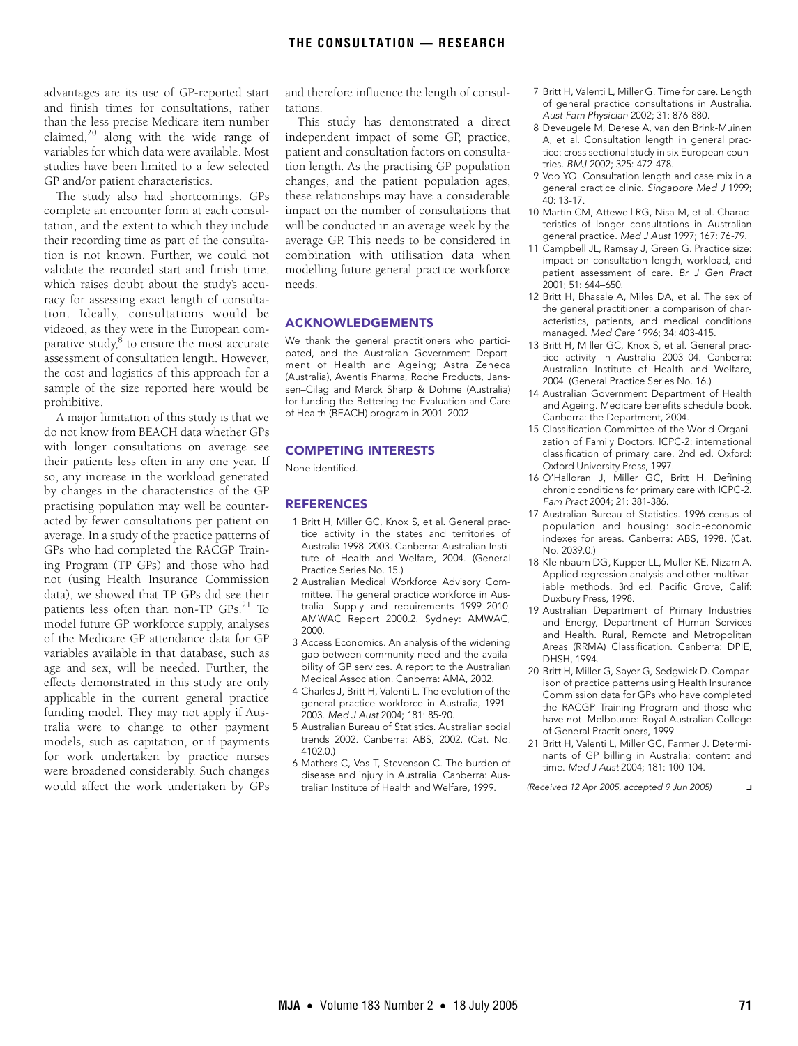advantages are its use of GP-reported start and finish times for consultations, rather than the less precise Medicare item number claimed,[20] along with the wide range of variables for which data were available. Most studies have been limited to a few selected GP and/or patient characteristics.

The study also had shortcomings. GPs complete an encounter form at each consultation, and the extent to which they include their recording time as part of the consultation is not known. Further, we could not validate the recorded start and finish time, which raises doubt about the study's accuracy for assessing exact length of consultation. Ideally, consultations would be videoed, as they were in the European comparative study,[8] to ensure the most accurate assessment of consultation length. However, the cost and logistics of this approach for a sample of the size reported here would be prohibitive.

A major limitation of this study is that we do not know from BEACH data whether GPs with longer consultations on average see their patients less often in any one year. If so, any increase in the workload generated by changes in the characteristics of the GP practising population may well be counteracted by fewer consultations per patient on average. In a study of the practice patterns of GPs who had completed the RACGP Training Program (TP GPs) and those who had not (using Health Insurance Commission data), we showed that TP GPs did see their patients less often than non-TP GPs.[21] To model future GP workforce supply, analyses of the Medicare GP attendance data for GP variables available in that database, such as age and sex, will be needed. Further, the effects demonstrated in this study are only applicable in the current general practice funding model. They may not apply if Australia were to change to other payment models, such as capitation, or if payments for work undertaken by practice nurses were broadened considerably. Such changes would affect the work undertaken by GPs and therefore influence the length of consultations.

This study has demonstrated a direct independent impact of some GP, practice, patient and consultation factors on consultation length. As the practising GP population changes, and the patient population ages, these relationships may have a considerable impact on the number of consultations that will be conducted in an average week by the average GP. This needs to be considered in combination with utilisation data when modelling future general practice workforce needs.

## ACKNOWLEDGEMENTS

We thank the general practitioners who participated, and the Australian Government Department of Health and Ageing; Astra Zeneca (Australia), Aventis Pharma, Roche Products, Janssen–Cilag and Merck Sharp & Dohme (Australia) for funding the Bettering the Evaluation and Care of Health (BEACH) program in 2001–2002.

## COMPETING INTERESTS

None identified.

## REFERENCES

1. Britt H, Miller GC, Knox S, et al. General practice activity in the states and territories of Australia 1998–2003. Canberra: Australian Institute of Health and Welfare, 2004. (General Practice Series No. 15.)
2. Australian Medical Workforce Advisory Committee. The general practice workforce in Australia. Supply and requirements 1999–2010. AMWAC Report 2000.2. Sydney: AMWAC, 2000.
3. Access Economics. An analysis of the widening gap between community need and the availability of GP services. A report to the Australian Medical Association. Canberra: AMA, 2002.
4. Charles J, Britt H, Valenti L. The evolution of the general practice workforce in Australia, 1991–2003. *Med J Aust* 2004; 181: 85-90.
5. Australian Bureau of Statistics. Australian social trends 2002. Canberra: ABS, 2002. (Cat. No. 4102.0.)
6. Mathers C, Vos T, Stevenson C. The burden of disease and injury in Australia. Canberra: Australian Institute of Health and Welfare, 1999.
7. Britt H, Valenti L, Miller G. Time for care. Length of general practice consultations in Australia. *Aust Fam Physician* 2002; 31: 876-880.
8. Deveugele M, Derese A, van den Brink-Muinen A, et al. Consultation length in general practice: cross sectional study in six European countries. *BMJ* 2002; 325: 472-478.
9. Voo YO. Consultation length and case mix in a general practice clinic. *Singapore Med J* 1999; 40: 13-17.
10. Martin CM, Attewell RG, Nisa M, et al. Characteristics of longer consultations in Australian general practice. *Med J Aust* 1997; 167: 76-79.
11. Campbell JL, Ramsay J, Green G. Practice size: impact on consultation length, workload, and patient assessment of care. *Br J Gen Pract* 2001; 51: 644–650.
12. Britt H, Bhasale A, Miles DA, et al. The sex of the general practitioner: a comparison of characteristics, patients, and medical conditions managed. *Med Care* 1996; 34: 403-415.
13. Britt H, Miller GC, Knox S, et al. General practice activity in Australia 2003–04. Canberra: Australian Institute of Health and Welfare, 2004. (General Practice Series No. 16.)
14. Australian Government Department of Health and Ageing. Medicare benefits schedule book. Canberra: the Department, 2004.
15. Classification Committee of the World Organization of Family Doctors. ICPC-2: international classification of primary care. 2nd ed. Oxford: Oxford University Press, 1997.
16. O'Halloran J, Miller GC, Britt H. Defining chronic conditions for primary care with ICPC-2. *Fam Pract* 2004; 21: 381-386.
17. Australian Bureau of Statistics. 1996 census of population and housing: socio-economic indexes for areas. Canberra: ABS, 1998. (Cat. No. 2039.0.)
18. Kleinbaum DG, Kupper LL, Muller KE, Nizam A. Applied regression analysis and other multivariable methods. 3rd ed. Pacific Grove, Calif: Duxbury Press, 1998.
19. Australian Department of Primary Industries and Energy, Department of Human Services and Health. Rural, Remote and Metropolitan Areas (RRMA) Classification. Canberra: DPIE, DHSH, 1994.
20. Britt H, Miller G, Sayer G, Sedgwick D. Comparison of practice patterns using Health Insurance Commission data for GPs who have completed the RACGP Training Program and those who have not. Melbourne: Royal Australian College of General Practitioners, 1999.
21. Britt H, Valenti L, Miller GC, Farmer J. Determinants of GP billing in Australia: content and time. *Med J Aust* 2004; 181: 100-104.

*(Received 12 Apr 2005, accepted 9 Jun 2005)*